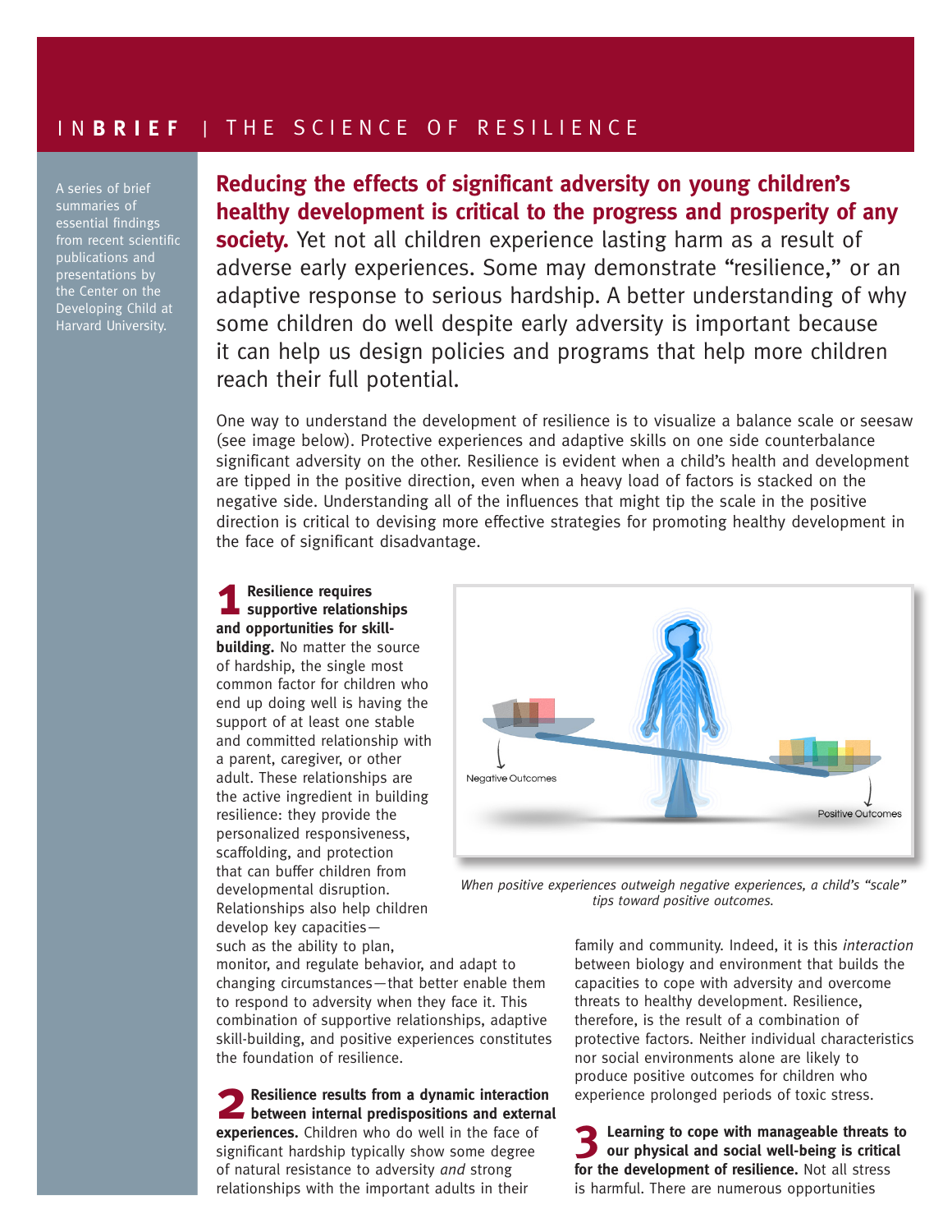# INBRIEF | THE SCIENCE OF RESILIENCE

A series of brief summaries of essential findings from recent scientific publications and presentations by the Center on the Developing Child at Harvard University.

**Reducing the effects of significant adversity on young children's healthy development is critical to the progress and prosperity of any society.** Yet not all children experience lasting harm as a result of adverse early experiences. Some may demonstrate "resilience," or an adaptive response to serious hardship. A better understanding of why some children do well despite early adversity is important because it can help us design policies and programs that help more children reach their full potential.

One way to understand the development of resilience is to visualize a balance scale or seesaw (see image below). Protective experiences and adaptive skills on one side counterbalance significant adversity on the other. Resilience is evident when a child's health and development are tipped in the positive direction, even when a heavy load of factors is stacked on the negative side. Understanding all of the influences that might tip the scale in the positive direction is critical to devising more effective strategies for promoting healthy development in the face of significant disadvantage.

Negative Outcomes

Positive Outcomes

*When positive experiences outweigh negative experiences, a child's "scale" tips toward positive outcomes.*

**1 Resilience requires supportive relationships and opportunities for skill-building.** No matter the source of hardship, the single most common factor for children who end up doing well is having the support of at least one stable and committed relationship with a parent, caregiver, or other adult. These relationships are the active ingredient in building resilience: they provide the personalized responsiveness, scaffolding, and protection that can buffer children from developmental disruption. Relationships also help children develop key capacities—such as the ability to plan, monitor, and regulate behavior, and adapt to changing circumstances—that better enable them to respond to adversity when they face it. This combination of supportive relationships, adaptive skill-building, and positive experiences constitutes the foundation of resilience.

**2 Resilience results from a dynamic interaction between internal predispositions and external experiences.** Children who do well in the face of significant hardship typically show some degree of natural resistance to adversity *and* strong relationships with the important adults in their family and community. Indeed, it is this *interaction* between biology and environment that builds the capacities to cope with adversity and overcome threats to healthy development. Resilience, therefore, is the result of a combination of protective factors. Neither individual characteristics nor social environments alone are likely to produce positive outcomes for children who experience prolonged periods of toxic stress.

**3 Learning to cope with manageable threats to our physical and social well-being is critical for the development of resilience.** Not all stress is harmful. There are numerous opportunities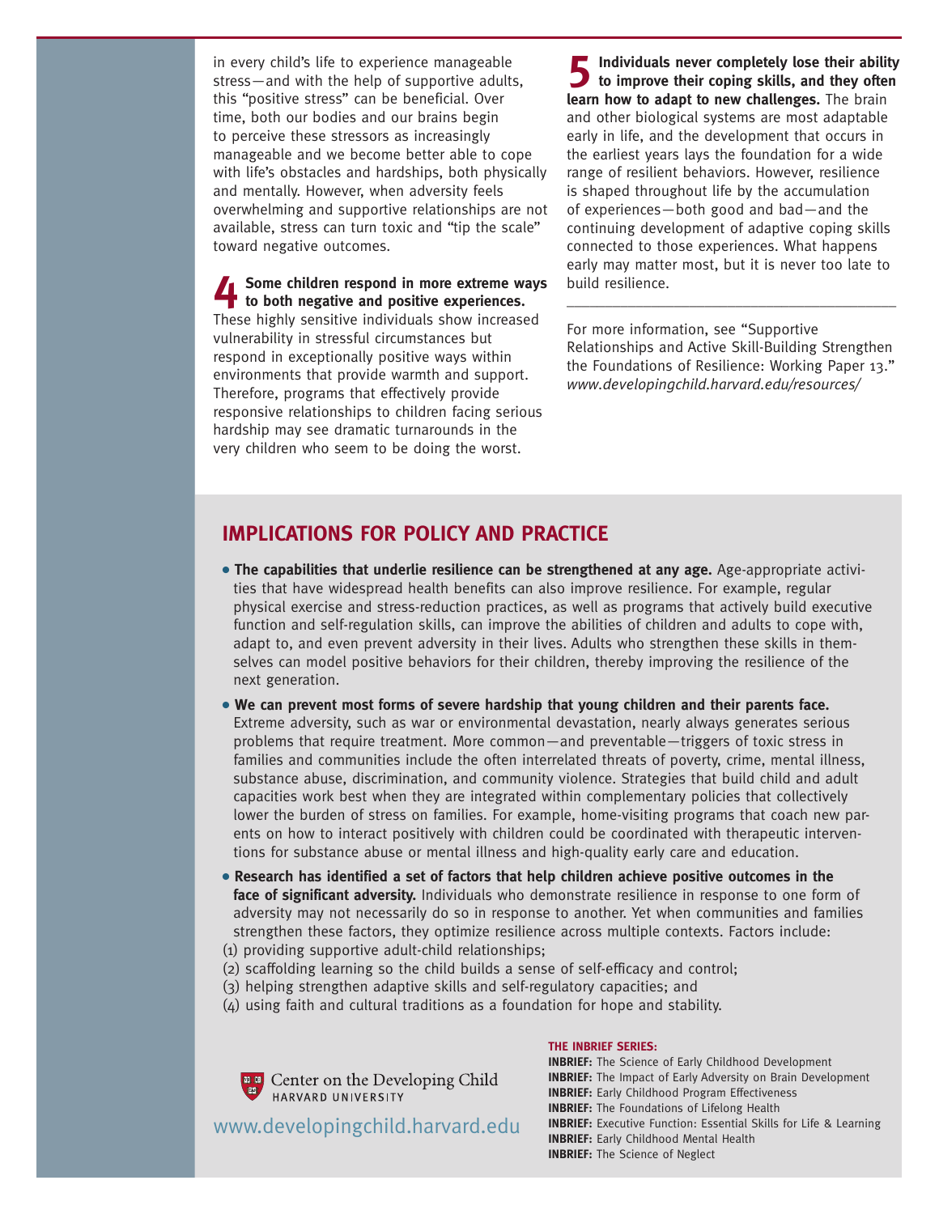in every child's life to experience manageable stress—and with the help of supportive adults, this "positive stress" can be beneficial. Over time, both our bodies and our brains begin to perceive these stressors as increasingly manageable and we become better able to cope with life's obstacles and hardships, both physically and mentally. However, when adversity feels overwhelming and supportive relationships are not available, stress can turn toxic and "tip the scale" toward negative outcomes.

**4 Some children respond in more extreme ways to both negative and positive experiences.** These highly sensitive individuals show increased vulnerability in stressful circumstances but respond in exceptionally positive ways within environments that provide warmth and support. Therefore, programs that effectively provide responsive relationships to children facing serious hardship may see dramatic turnarounds in the very children who seem to be doing the worst.

**5 Individuals never completely lose their ability to improve their coping skills, and they often learn how to adapt to new challenges.** The brain and other biological systems are most adaptable early in life, and the development that occurs in the earliest years lays the foundation for a wide range of resilient behaviors. However, resilience is shaped throughout life by the accumulation of experiences—both good and bad—and the continuing development of adaptive coping skills connected to those experiences. What happens early may matter most, but it is never too late to build resilience.

---

For more information, see "Supportive Relationships and Active Skill-Building Strengthen the Foundations of Resilience: Working Paper 13." *www.developingchild.harvard.edu/resources/*

## IMPLICATIONS FOR POLICY AND PRACTICE

- **The capabilities that underlie resilience can be strengthened at any age.** Age-appropriate activities that have widespread health benefits can also improve resilience. For example, regular physical exercise and stress-reduction practices, as well as programs that actively build executive function and self-regulation skills, can improve the abilities of children and adults to cope with, adapt to, and even prevent adversity in their lives. Adults who strengthen these skills in themselves can model positive behaviors for their children, thereby improving the resilience of the next generation.
- **We can prevent most forms of severe hardship that young children and their parents face.** Extreme adversity, such as war or environmental devastation, nearly always generates serious problems that require treatment. More common—and preventable—triggers of toxic stress in families and communities include the often interrelated threats of poverty, crime, mental illness, substance abuse, discrimination, and community violence. Strategies that build child and adult capacities work best when they are integrated within complementary policies that collectively lower the burden of stress on families. For example, home-visiting programs that coach new parents on how to interact positively with children could be coordinated with therapeutic interventions for substance abuse or mental illness and high-quality early care and education.
- **Research has identified a set of factors that help children achieve positive outcomes in the face of significant adversity.** Individuals who demonstrate resilience in response to one form of adversity may not necessarily do so in response to another. Yet when communities and families strengthen these factors, they optimize resilience across multiple contexts. Factors include:

(1) providing supportive adult-child relationships;
(2) scaffolding learning so the child builds a sense of self-efficacy and control;
(3) helping strengthen adaptive skills and self-regulatory capacities; and
(4) using faith and cultural traditions as a foundation for hope and stability.

Center on the Developing Child
HARVARD UNIVERSITY

www.developingchild.harvard.edu

**THE INBRIEF SERIES:**

**INBRIEF:** The Science of Early Childhood Development
**INBRIEF:** The Impact of Early Adversity on Brain Development
**INBRIEF:** Early Childhood Program Effectiveness
**INBRIEF:** The Foundations of Lifelong Health
**INBRIEF:** Executive Function: Essential Skills for Life & Learning
**INBRIEF:** Early Childhood Mental Health
**INBRIEF:** The Science of Neglect